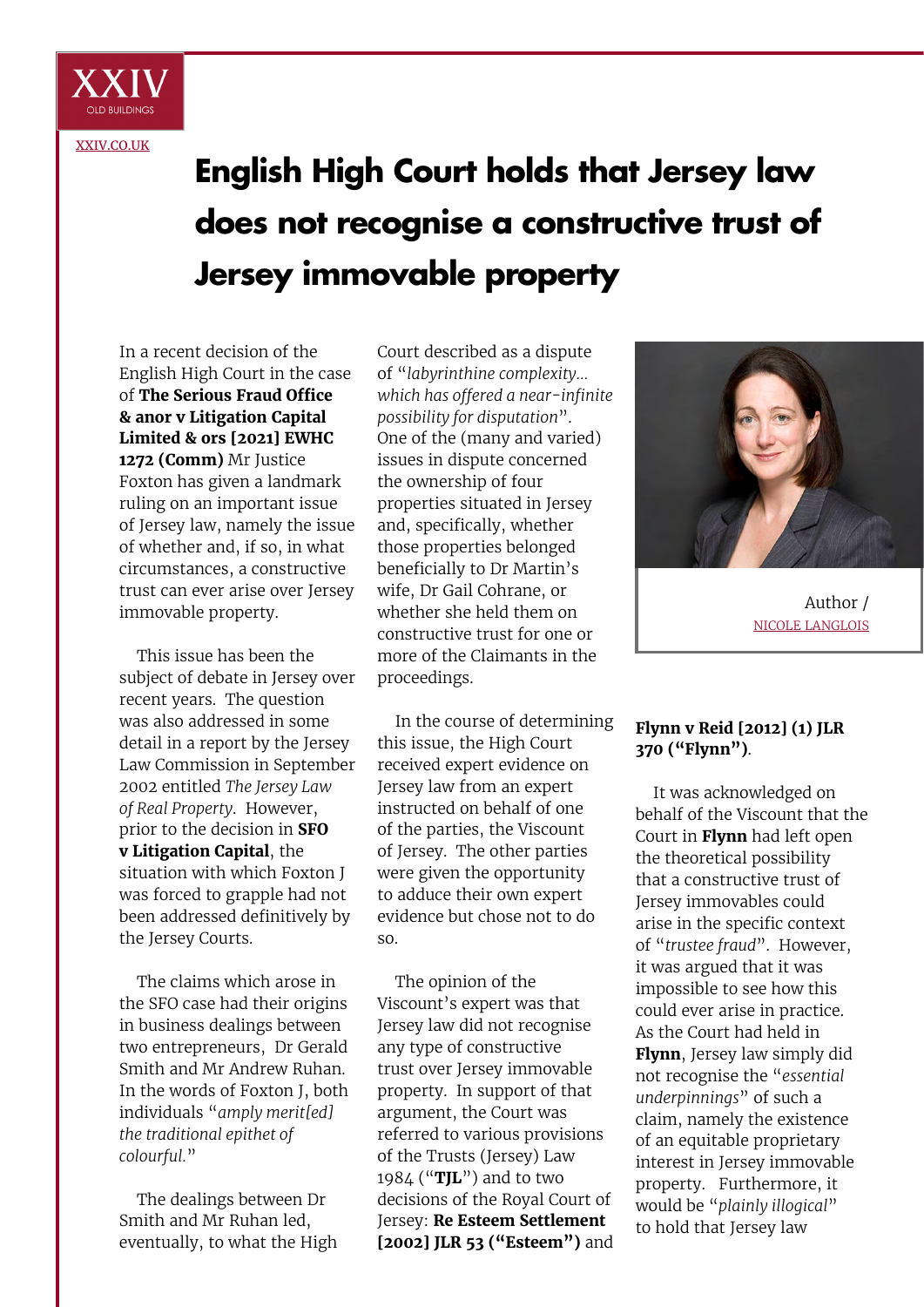XXIV OLD BUILDINGS

XXIV.CO.UK

# English High Court holds that Jersey law does not recognise a constructive trust of Jersey immovable property

In a recent decision of the English High Court in the case of **The Serious Fraud Office & anor v Litigation Capital Limited & ors [2021] EWHC 1272 (Comm)** Mr Justice Foxton has given a landmark ruling on an important issue of Jersey law, namely the issue of whether and, if so, in what circumstances, a constructive trust can ever arise over Jersey immovable property.

This issue has been the subject of debate in Jersey over recent years. The question was also addressed in some detail in a report by the Jersey Law Commission in September 2002 entitled *The Jersey Law of Real Property*. However, prior to the decision in **SFO v Litigation Capital**, the situation with which Foxton J was forced to grapple had not been addressed definitively by the Jersey Courts.

The claims which arose in the SFO case had their origins in business dealings between two entrepreneurs, Dr Gerald Smith and Mr Andrew Ruhan. In the words of Foxton J, both individuals "*amply merit[ed] the traditional epithet of colourful.*"

The dealings between Dr Smith and Mr Ruhan led, eventually, to what the High Court described as a dispute of "*labyrinthine complexity… which has offered a near-infinite possibility for disputation*". One of the (many and varied) issues in dispute concerned the ownership of four properties situated in Jersey and, specifically, whether those properties belonged beneficially to Dr Martin's wife, Dr Gail Cohrane, or whether she held them on constructive trust for one or more of the Claimants in the proceedings.

In the course of determining this issue, the High Court received expert evidence on Jersey law from an expert instructed on behalf of one of the parties, the Viscount of Jersey. The other parties were given the opportunity to adduce their own expert evidence but chose not to do so.

The opinion of the Viscount's expert was that Jersey law did not recognise any type of constructive trust over Jersey immovable property. In support of that argument, the Court was referred to various provisions of the Trusts (Jersey) Law 1984 ("**TJL**") and to two decisions of the Royal Court of Jersey: **Re Esteem Settlement [2002] JLR 53 ("Esteem")** and **Flynn v Reid [2012] (1) JLR 370 ("Flynn")**.

It was acknowledged on behalf of the Viscount that the Court in **Flynn** had left open the theoretical possibility that a constructive trust of Jersey immovables could arise in the specific context of "*trustee fraud*". However, it was argued that it was impossible to see how this could ever arise in practice. As the Court had held in **Flynn**, Jersey law simply did not recognise the "*essential underpinnings*" of such a claim, namely the existence of an equitable proprietary interest in Jersey immovable property. Furthermore, it would be "*plainly illogical*" to hold that Jersey law

Author / NICOLE LANGLOIS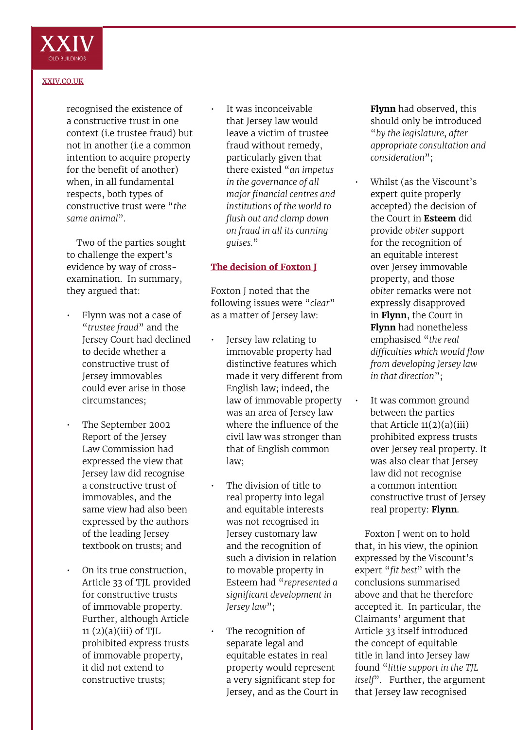recognised the existence of a constructive trust in one context (i.e trustee fraud) but not in another (i.e a common intention to acquire property for the benefit of another) when, in all fundamental respects, both types of constructive trust were "*the same animal*".

Two of the parties sought to challenge the expert's evidence by way of cross-examination. In summary, they argued that:

- Flynn was not a case of "*trustee fraud*" and the Jersey Court had declined to decide whether a constructive trust of Jersey immovables could ever arise in those circumstances;
- The September 2002 Report of the Jersey Law Commission had expressed the view that Jersey law did recognise a constructive trust of immovables, and the same view had also been expressed by the authors of the leading Jersey textbook on trusts; and
- On its true construction, Article 33 of TJL provided for constructive trusts of immovable property. Further, although Article 11 (2)(a)(iii) of TJL prohibited express trusts of immovable property, it did not extend to constructive trusts;
- It was inconceivable that Jersey law would leave a victim of trustee fraud without remedy, particularly given that there existed "*an impetus in the governance of all major financial centres and institutions of the world to flush out and clamp down on fraud in all its cunning guises.*"

## The decision of Foxton J

Foxton J noted that the following issues were "*clear*" as a matter of Jersey law:

- Jersey law relating to immovable property had distinctive features which made it very different from English law; indeed, the law of immovable property was an area of Jersey law where the influence of the civil law was stronger than that of English common law;
- The division of title to real property into legal and equitable interests was not recognised in Jersey customary law and the recognition of such a division in relation to movable property in Esteem had "*represented a significant development in Jersey law*";
- The recognition of separate legal and equitable estates in real property would represent a very significant step for Jersey, and as the Court in **Flynn** had observed, this should only be introduced "*by the legislature, after appropriate consultation and consideration*";
- Whilst (as the Viscount's expert quite properly accepted) the decision of the Court in **Esteem** did provide *obiter* support for the recognition of an equitable interest over Jersey immovable property, and those *obiter* remarks were not expressly disapproved in **Flynn**, the Court in **Flynn** had nonetheless emphasised "*the real difficulties which would flow from developing Jersey law in that direction*";
- It was common ground between the parties that Article 11(2)(a)(iii) prohibited express trusts over Jersey real property. It was also clear that Jersey law did not recognise a common intention constructive trust of Jersey real property: **Flynn**.

Foxton J went on to hold that, in his view, the opinion expressed by the Viscount's expert "*fit best*" with the conclusions summarised above and that he therefore accepted it. In particular, the Claimants' argument that Article 33 itself introduced the concept of equitable title in land into Jersey law found "*little support in the TJL itself*". Further, the argument that Jersey law recognised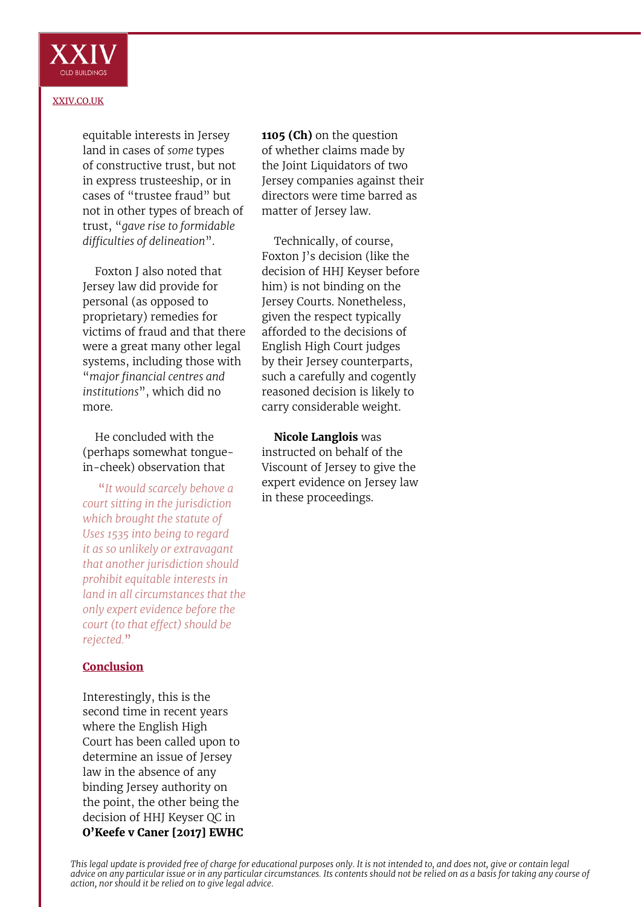equitable interests in Jersey land in cases of *some* types of constructive trust, but not in express trusteeship, or in cases of "trustee fraud" but not in other types of breach of trust, "*gave rise to formidable difficulties of delineation*".

Foxton J also noted that Jersey law did provide for personal (as opposed to proprietary) remedies for victims of fraud and that there were a great many other legal systems, including those with "*major financial centres and institutions*", which did no more.

He concluded with the (perhaps somewhat tongue-in-cheek) observation that

"*It would scarcely behove a court sitting in the jurisdiction which brought the statute of Uses 1535 into being to regard it as so unlikely or extravagant that another jurisdiction should prohibit equitable interests in land in all circumstances that the only expert evidence before the court (to that effect) should be rejected.*"

## Conclusion

Interestingly, this is the second time in recent years where the English High Court has been called upon to determine an issue of Jersey law in the absence of any binding Jersey authority on the point, the other being the decision of HHJ Keyser QC in **O'Keefe v Caner [2017] EWHC 1105 (Ch)** on the question of whether claims made by the Joint Liquidators of two Jersey companies against their directors were time barred as matter of Jersey law.

Technically, of course, Foxton J's decision (like the decision of HHJ Keyser before him) is not binding on the Jersey Courts. Nonetheless, given the respect typically afforded to the decisions of English High Court judges by their Jersey counterparts, such a carefully and cogently reasoned decision is likely to carry considerable weight.

**Nicole Langlois** was instructed on behalf of the Viscount of Jersey to give the expert evidence on Jersey law in these proceedings.

*This legal update is provided free of charge for educational purposes only. It is not intended to, and does not, give or contain legal advice on any particular issue or in any particular circumstances. Its contents should not be relied on as a basis for taking any course of action, nor should it be relied on to give legal advice.*